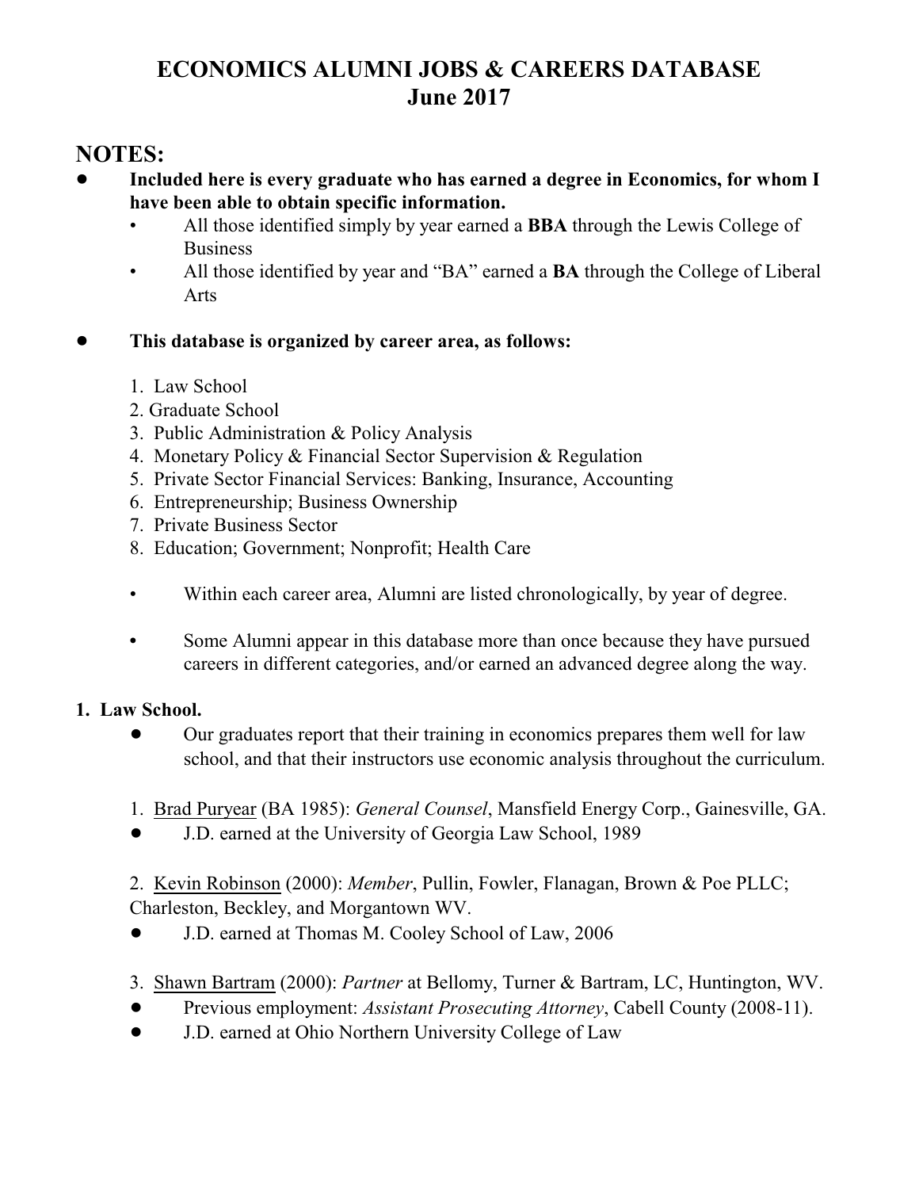# ECONOMICS ALUMNI JOBS & CAREERS DATABASE
# June 2017

## NOTES:

- **Included here is every graduate who has earned a degree in Economics, for whom I have been able to obtain specific information.**
  - All those identified simply by year earned a **BBA** through the Lewis College of Business
  - All those identified by year and "BA" earned a **BA** through the College of Liberal Arts

- **This database is organized by career area, as follows:**

  1. Law School
  2. Graduate School
  3. Public Administration & Policy Analysis
  4. Monetary Policy & Financial Sector Supervision & Regulation
  5. Private Sector Financial Services: Banking, Insurance, Accounting
  6. Entrepreneurship; Business Ownership
  7. Private Business Sector
  8. Education; Government; Nonprofit; Health Care

  - Within each career area, Alumni are listed chronologically, by year of degree.

  - Some Alumni appear in this database more than once because they have pursued careers in different categories, and/or earned an advanced degree along the way.

### 1. Law School.

- Our graduates report that their training in economics prepares them well for law school, and that their instructors use economic analysis throughout the curriculum.

1. Brad Puryear (BA 1985): *General Counsel*, Mansfield Energy Corp., Gainesville, GA.
   - J.D. earned at the University of Georgia Law School, 1989

2. Kevin Robinson (2000): *Member*, Pullin, Fowler, Flanagan, Brown & Poe PLLC; Charleston, Beckley, and Morgantown WV.
   - J.D. earned at Thomas M. Cooley School of Law, 2006

3. Shawn Bartram (2000): *Partner* at Bellomy, Turner & Bartram, LC, Huntington, WV.
   - Previous employment: *Assistant Prosecuting Attorney*, Cabell County (2008-11).
   - J.D. earned at Ohio Northern University College of Law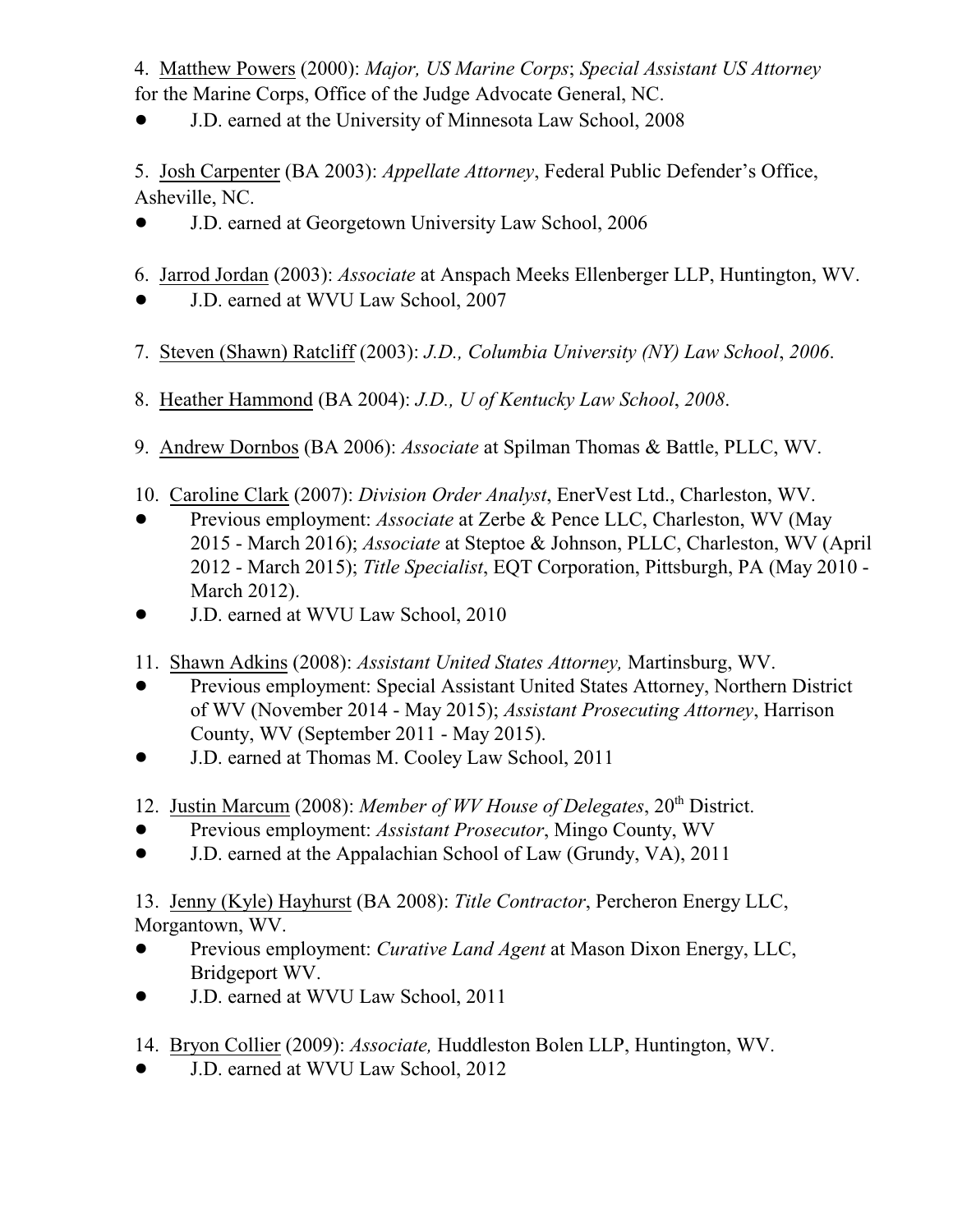4. Matthew Powers (2000): *Major, US Marine Corps*; *Special Assistant US Attorney* for the Marine Corps, Office of the Judge Advocate General, NC.

- J.D. earned at the University of Minnesota Law School, 2008

5. Josh Carpenter (BA 2003): *Appellate Attorney*, Federal Public Defender's Office, Asheville, NC.

- J.D. earned at Georgetown University Law School, 2006

6. Jarrod Jordan (2003): *Associate* at Anspach Meeks Ellenberger LLP, Huntington, WV.

- J.D. earned at WVU Law School, 2007

7. Steven (Shawn) Ratcliff (2003): *J.D., Columbia University (NY) Law School*, *2006*.

8. Heather Hammond (BA 2004): *J.D., U of Kentucky Law School*, *2008*.

9. Andrew Dornbos (BA 2006): *Associate* at Spilman Thomas & Battle, PLLC, WV.

10. Caroline Clark (2007): *Division Order Analyst*, EnerVest Ltd., Charleston, WV.

- Previous employment: *Associate* at Zerbe & Pence LLC, Charleston, WV (May 2015 - March 2016); *Associate* at Steptoe & Johnson, PLLC, Charleston, WV (April 2012 - March 2015); *Title Specialist*, EQT Corporation, Pittsburgh, PA (May 2010 - March 2012).
- J.D. earned at WVU Law School, 2010

11. Shawn Adkins (2008): *Assistant United States Attorney,* Martinsburg, WV.

- Previous employment: Special Assistant United States Attorney, Northern District of WV (November 2014 - May 2015); *Assistant Prosecuting Attorney*, Harrison County, WV (September 2011 - May 2015).
- J.D. earned at Thomas M. Cooley Law School, 2011

12. Justin Marcum (2008): *Member of WV House of Delegates*, 20th District.

- Previous employment: *Assistant Prosecutor*, Mingo County, WV
- J.D. earned at the Appalachian School of Law (Grundy, VA), 2011

13. Jenny (Kyle) Hayhurst (BA 2008): *Title Contractor*, Percheron Energy LLC, Morgantown, WV.

- Previous employment: *Curative Land Agent* at Mason Dixon Energy, LLC, Bridgeport WV.
- J.D. earned at WVU Law School, 2011

14. Bryon Collier (2009): *Associate,* Huddleston Bolen LLP, Huntington, WV.

- J.D. earned at WVU Law School, 2012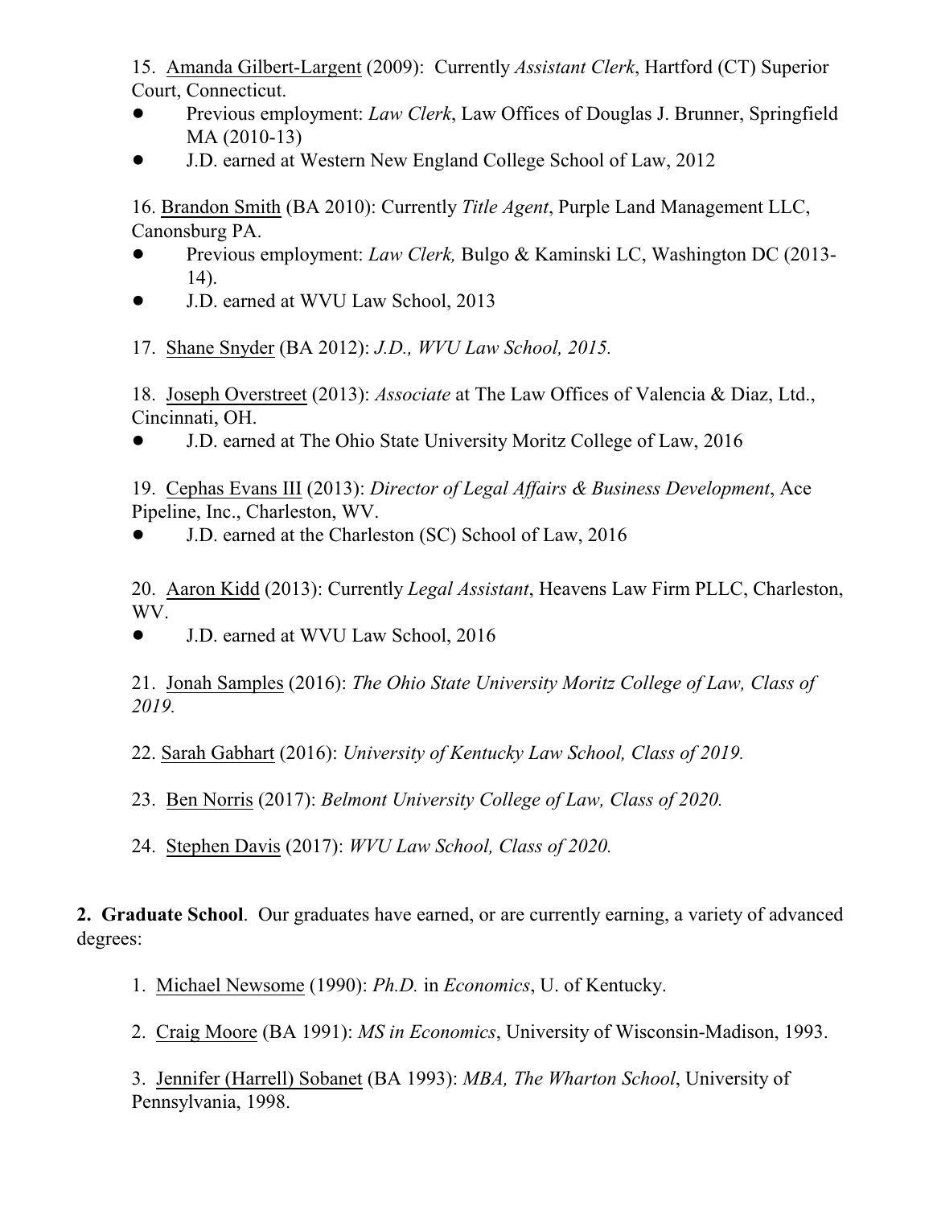15. Amanda Gilbert-Largent (2009): Currently *Assistant Clerk*, Hartford (CT) Superior Court, Connecticut.

- Previous employment: *Law Clerk*, Law Offices of Douglas J. Brunner, Springfield MA (2010-13)
- J.D. earned at Western New England College School of Law, 2012

16. Brandon Smith (BA 2010): Currently *Title Agent*, Purple Land Management LLC, Canonsburg PA.

- Previous employment: *Law Clerk,* Bulgo & Kaminski LC, Washington DC (2013-14).
- J.D. earned at WVU Law School, 2013

17. Shane Snyder (BA 2012): *J.D., WVU Law School, 2015.*

18. Joseph Overstreet (2013): *Associate* at The Law Offices of Valencia & Diaz, Ltd., Cincinnati, OH.

- J.D. earned at The Ohio State University Moritz College of Law, 2016

19. Cephas Evans III (2013): *Director of Legal Affairs & Business Development*, Ace Pipeline, Inc., Charleston, WV.

- J.D. earned at the Charleston (SC) School of Law, 2016

20. Aaron Kidd (2013): Currently *Legal Assistant*, Heavens Law Firm PLLC, Charleston, WV.

- J.D. earned at WVU Law School, 2016

21. Jonah Samples (2016): *The Ohio State University Moritz College of Law, Class of 2019.*

22. Sarah Gabhart (2016): *University of Kentucky Law School, Class of 2019.*

23. Ben Norris (2017): *Belmont University College of Law, Class of 2020.*

24. Stephen Davis (2017): *WVU Law School, Class of 2020.*

**2. Graduate School**. Our graduates have earned, or are currently earning, a variety of advanced degrees:

1. Michael Newsome (1990): *Ph.D.* in *Economics*, U. of Kentucky.

2. Craig Moore (BA 1991): *MS in Economics*, University of Wisconsin-Madison, 1993.

3. Jennifer (Harrell) Sobanet (BA 1993): *MBA, The Wharton School*, University of Pennsylvania, 1998.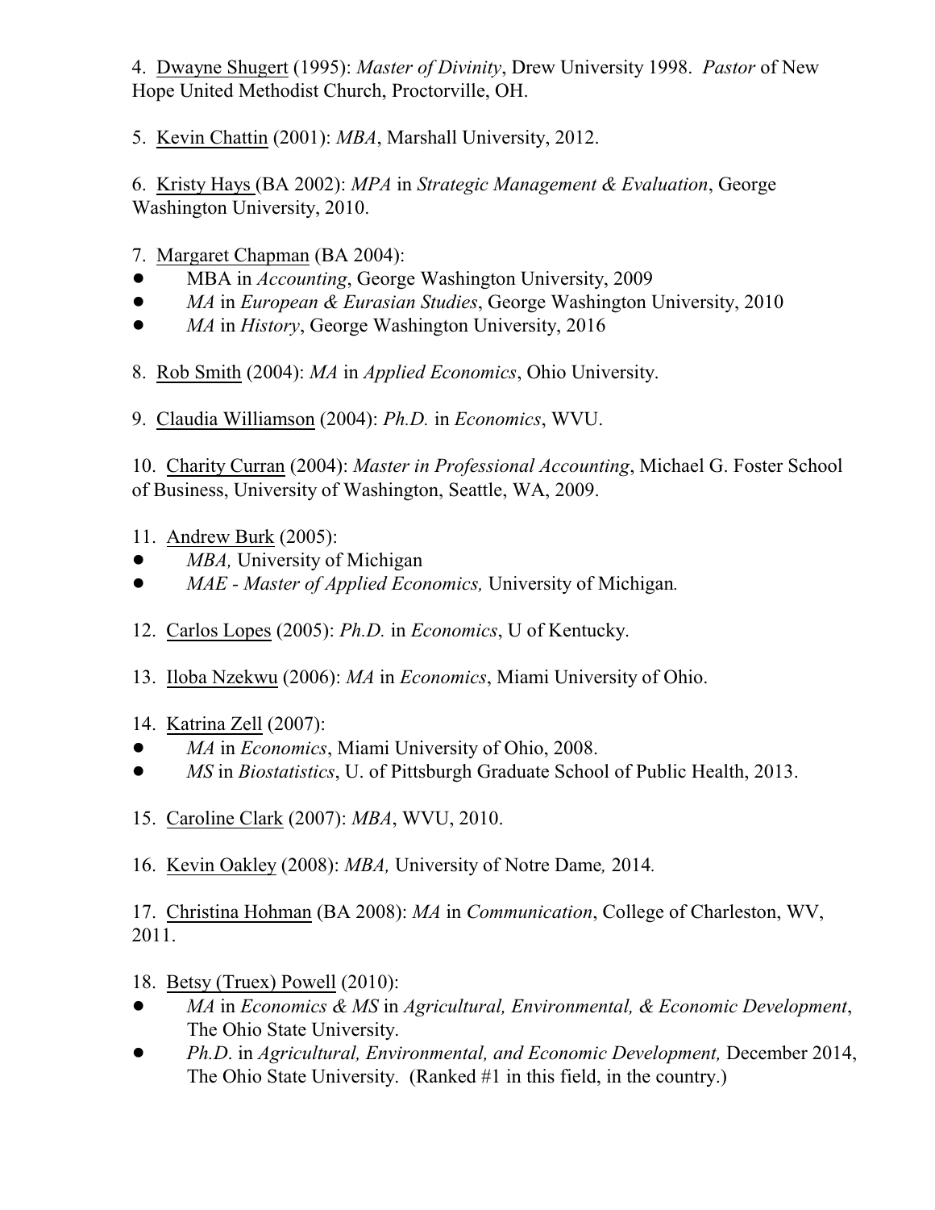4. Dwayne Shugert (1995): *Master of Divinity*, Drew University 1998. *Pastor* of New Hope United Methodist Church, Proctorville, OH.

5. Kevin Chattin (2001): *MBA*, Marshall University, 2012.

6. Kristy Hays (BA 2002): *MPA* in *Strategic Management & Evaluation*, George Washington University, 2010.

7. Margaret Chapman (BA 2004):
- MBA in *Accounting*, George Washington University, 2009
- *MA* in *European & Eurasian Studies*, George Washington University, 2010
- *MA* in *History*, George Washington University, 2016

8. Rob Smith (2004): *MA* in *Applied Economics*, Ohio University.

9. Claudia Williamson (2004): *Ph.D.* in *Economics*, WVU.

10. Charity Curran (2004): *Master in Professional Accounting*, Michael G. Foster School of Business, University of Washington, Seattle, WA, 2009.

11. Andrew Burk (2005):
- *MBA,* University of Michigan
- *MAE - Master of Applied Economics,* University of Michigan*.*

12. Carlos Lopes (2005): *Ph.D.* in *Economics*, U of Kentucky.

13. Iloba Nzekwu (2006): *MA* in *Economics*, Miami University of Ohio.

14. Katrina Zell (2007):
- *MA* in *Economics*, Miami University of Ohio, 2008.
- *MS* in *Biostatistics*, U. of Pittsburgh Graduate School of Public Health, 2013.

15. Caroline Clark (2007): *MBA*, WVU, 2010.

16. Kevin Oakley (2008): *MBA,* University of Notre Dame*,* 2014*.*

17. Christina Hohman (BA 2008): *MA* in *Communication*, College of Charleston, WV, 2011.

18. Betsy (Truex) Powell (2010):
- *MA* in *Economics & MS* in *Agricultural, Environmental, & Economic Development*, The Ohio State University.
- *Ph.D*. in *Agricultural, Environmental, and Economic Development,* December 2014, The Ohio State University. (Ranked #1 in this field, in the country.)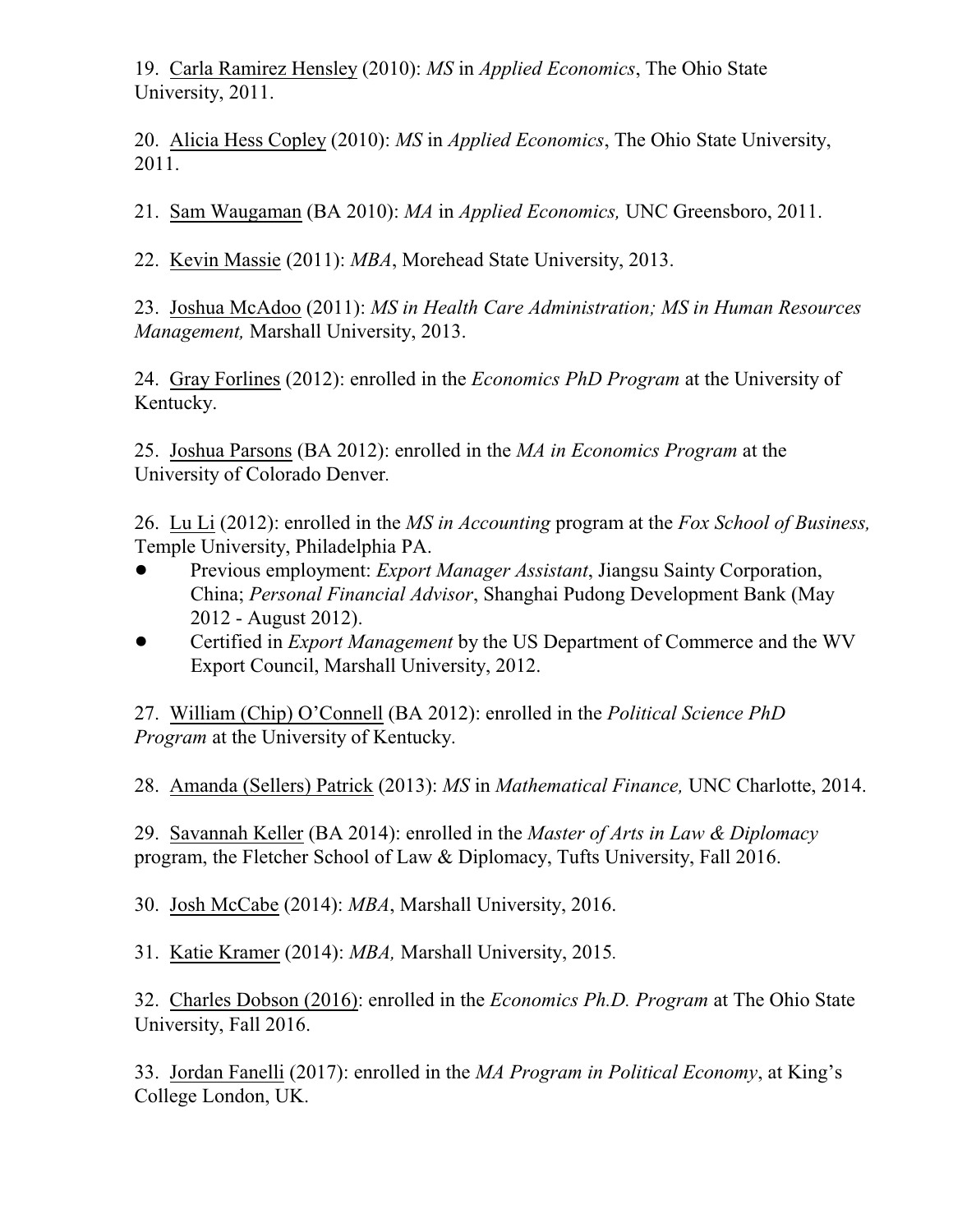19. Carla Ramirez Hensley (2010): *MS* in *Applied Economics*, The Ohio State University, 2011.

20. Alicia Hess Copley (2010): *MS* in *Applied Economics*, The Ohio State University, 2011.

21. Sam Waugaman (BA 2010): *MA* in *Applied Economics,* UNC Greensboro, 2011.

22. Kevin Massie (2011): *MBA*, Morehead State University, 2013.

23. Joshua McAdoo (2011): *MS in Health Care Administration; MS in Human Resources Management,* Marshall University, 2013.

24. Gray Forlines (2012): enrolled in the *Economics PhD Program* at the University of Kentucky.

25. Joshua Parsons (BA 2012): enrolled in the *MA in Economics Program* at the University of Colorado Denver.

26. Lu Li (2012): enrolled in the *MS in Accounting* program at the *Fox School of Business,* Temple University, Philadelphia PA.

- Previous employment: *Export Manager Assistant*, Jiangsu Sainty Corporation, China; *Personal Financial Advisor*, Shanghai Pudong Development Bank (May 2012 - August 2012).
- Certified in *Export Management* by the US Department of Commerce and the WV Export Council, Marshall University, 2012.

27. William (Chip) O'Connell (BA 2012): enrolled in the *Political Science PhD Program* at the University of Kentucky.

28. Amanda (Sellers) Patrick (2013): *MS* in *Mathematical Finance,* UNC Charlotte, 2014.

29. Savannah Keller (BA 2014): enrolled in the *Master of Arts in Law & Diplomacy* program, the Fletcher School of Law & Diplomacy, Tufts University, Fall 2016.

30. Josh McCabe (2014): *MBA*, Marshall University, 2016.

31. Katie Kramer (2014): *MBA,* Marshall University, 2015.

32. Charles Dobson (2016): enrolled in the *Economics Ph.D. Program* at The Ohio State University, Fall 2016.

33. Jordan Fanelli (2017): enrolled in the *MA Program in Political Economy*, at King's College London, UK.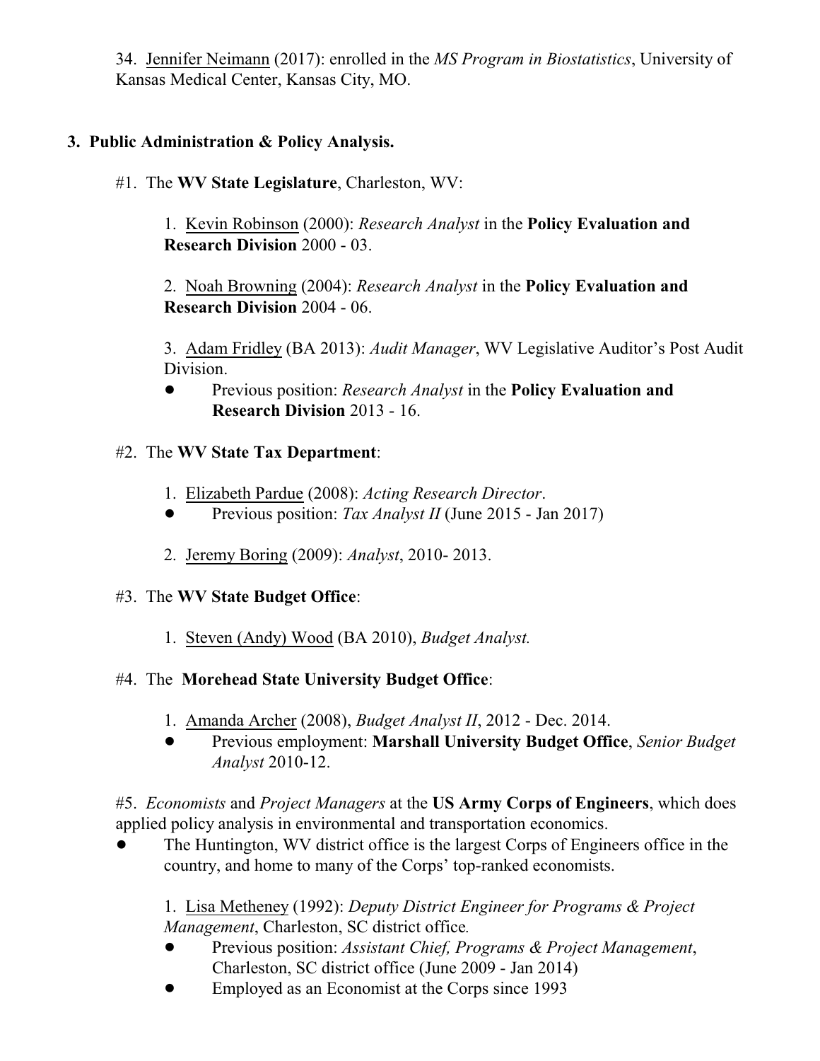34. <u>Jennifer Neimann</u> (2017): enrolled in the *MS Program in Biostatistics*, University of Kansas Medical Center, Kansas City, MO.

**3. Public Administration & Policy Analysis.**

#1. The **WV State Legislature**, Charleston, WV:

1. <u>Kevin Robinson</u> (2000): *Research Analyst* in the **Policy Evaluation and Research Division** 2000 - 03.

2. <u>Noah Browning</u> (2004): *Research Analyst* in the **Policy Evaluation and Research Division** 2004 - 06.

3. <u>Adam Fridley</u> (BA 2013): *Audit Manager*, WV Legislative Auditor's Post Audit Division.

- Previous position: *Research Analyst* in the **Policy Evaluation and Research Division** 2013 - 16.

#2. The **WV State Tax Department**:

1. <u>Elizabeth Pardue</u> (2008): *Acting Research Director*.
   - Previous position: *Tax Analyst II* (June 2015 - Jan 2017)

2. <u>Jeremy Boring</u> (2009): *Analyst*, 2010- 2013.

#3. The **WV State Budget Office**:

1. <u>Steven (Andy) Wood</u> (BA 2010), *Budget Analyst.*

#4. The **Morehead State University Budget Office**:

1. <u>Amanda Archer</u> (2008), *Budget Analyst II*, 2012 - Dec. 2014.
   - Previous employment: **Marshall University Budget Office**, *Senior Budget Analyst* 2010-12.

#5. *Economists* and *Project Managers* at the **US Army Corps of Engineers**, which does applied policy analysis in environmental and transportation economics.

- The Huntington, WV district office is the largest Corps of Engineers office in the country, and home to many of the Corps' top-ranked economists.

1. <u>Lisa Metheney</u> (1992): *Deputy District Engineer for Programs & Project Management*, Charleston, SC district office.
   - Previous position: *Assistant Chief, Programs & Project Management*, Charleston, SC district office (June 2009 - Jan 2014)
   - Employed as an Economist at the Corps since 1993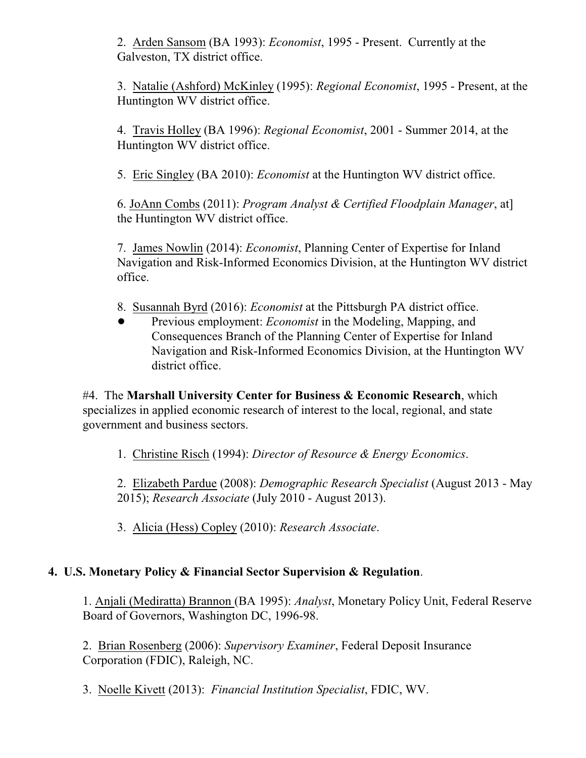2. Arden Sansom (BA 1993): *Economist*, 1995 - Present. Currently at the Galveston, TX district office.

3. Natalie (Ashford) McKinley (1995): *Regional Economist*, 1995 - Present, at the Huntington WV district office.

4. Travis Holley (BA 1996): *Regional Economist*, 2001 - Summer 2014, at the Huntington WV district office.

5. Eric Singley (BA 2010): *Economist* at the Huntington WV district office.

6. JoAnn Combs (2011): *Program Analyst & Certified Floodplain Manager*, at] the Huntington WV district office.

7. James Nowlin (2014): *Economist*, Planning Center of Expertise for Inland Navigation and Risk-Informed Economics Division, at the Huntington WV district office.

8. Susannah Byrd (2016): *Economist* at the Pittsburgh PA district office.

- Previous employment: *Economist* in the Modeling, Mapping, and Consequences Branch of the Planning Center of Expertise for Inland Navigation and Risk-Informed Economics Division, at the Huntington WV district office.

#4. The **Marshall University Center for Business & Economic Research**, which specializes in applied economic research of interest to the local, regional, and state government and business sectors.

1. Christine Risch (1994): *Director of Resource & Energy Economics*.

2. Elizabeth Pardue (2008): *Demographic Research Specialist* (August 2013 - May 2015); *Research Associate* (July 2010 - August 2013).

3. Alicia (Hess) Copley (2010): *Research Associate*.

**4. U.S. Monetary Policy & Financial Sector Supervision & Regulation**.

1. Anjali (Mediratta) Brannon (BA 1995): *Analyst*, Monetary Policy Unit, Federal Reserve Board of Governors, Washington DC, 1996-98.

2. Brian Rosenberg (2006): *Supervisory Examiner*, Federal Deposit Insurance Corporation (FDIC), Raleigh, NC.

3. Noelle Kivett (2013): *Financial Institution Specialist*, FDIC, WV.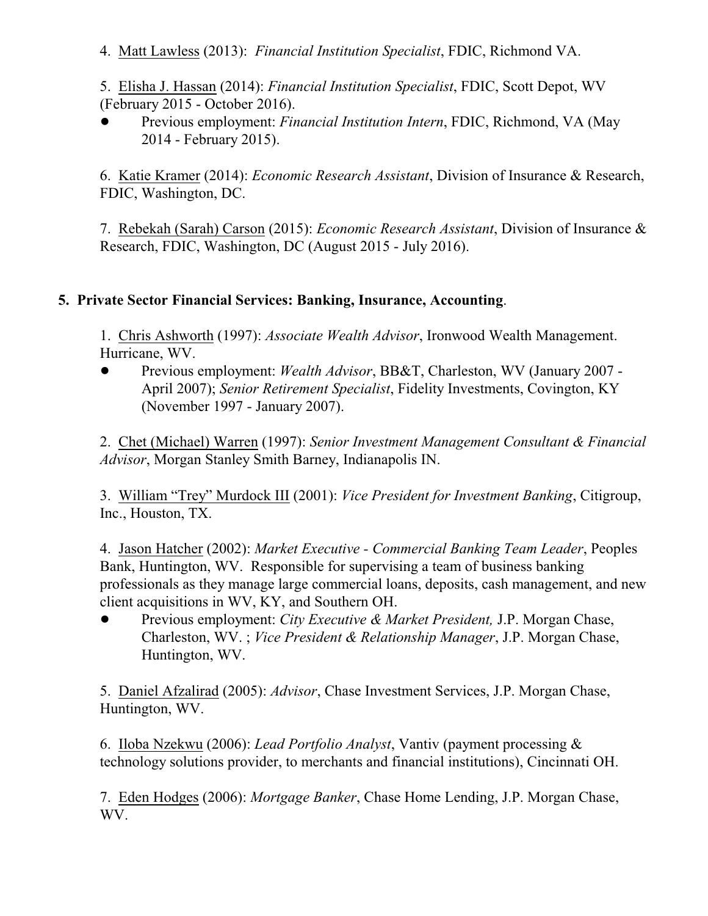4. Matt Lawless (2013): *Financial Institution Specialist*, FDIC, Richmond VA.

5. Elisha J. Hassan (2014): *Financial Institution Specialist*, FDIC, Scott Depot, WV (February 2015 - October 2016).

- Previous employment: *Financial Institution Intern*, FDIC, Richmond, VA (May 2014 - February 2015).

6. Katie Kramer (2014): *Economic Research Assistant*, Division of Insurance & Research, FDIC, Washington, DC.

7. Rebekah (Sarah) Carson (2015): *Economic Research Assistant*, Division of Insurance & Research, FDIC, Washington, DC (August 2015 - July 2016).

**5. Private Sector Financial Services: Banking, Insurance, Accounting**.

1. Chris Ashworth (1997): *Associate Wealth Advisor*, Ironwood Wealth Management. Hurricane, WV.

- Previous employment: *Wealth Advisor*, BB&T, Charleston, WV (January 2007 - April 2007); *Senior Retirement Specialist*, Fidelity Investments, Covington, KY (November 1997 - January 2007).

2. Chet (Michael) Warren (1997): *Senior Investment Management Consultant & Financial Advisor*, Morgan Stanley Smith Barney, Indianapolis IN.

3. William "Trey" Murdock III (2001): *Vice President for Investment Banking*, Citigroup, Inc., Houston, TX.

4. Jason Hatcher (2002): *Market Executive - Commercial Banking Team Leader*, Peoples Bank, Huntington, WV. Responsible for supervising a team of business banking professionals as they manage large commercial loans, deposits, cash management, and new client acquisitions in WV, KY, and Southern OH.

- Previous employment: *City Executive & Market President,* J.P. Morgan Chase, Charleston, WV. ; *Vice President & Relationship Manager*, J.P. Morgan Chase, Huntington, WV.

5. Daniel Afzalirad (2005): *Advisor*, Chase Investment Services, J.P. Morgan Chase, Huntington, WV.

6. Iloba Nzekwu (2006): *Lead Portfolio Analyst*, Vantiv (payment processing & technology solutions provider, to merchants and financial institutions), Cincinnati OH.

7. Eden Hodges (2006): *Mortgage Banker*, Chase Home Lending, J.P. Morgan Chase, WV.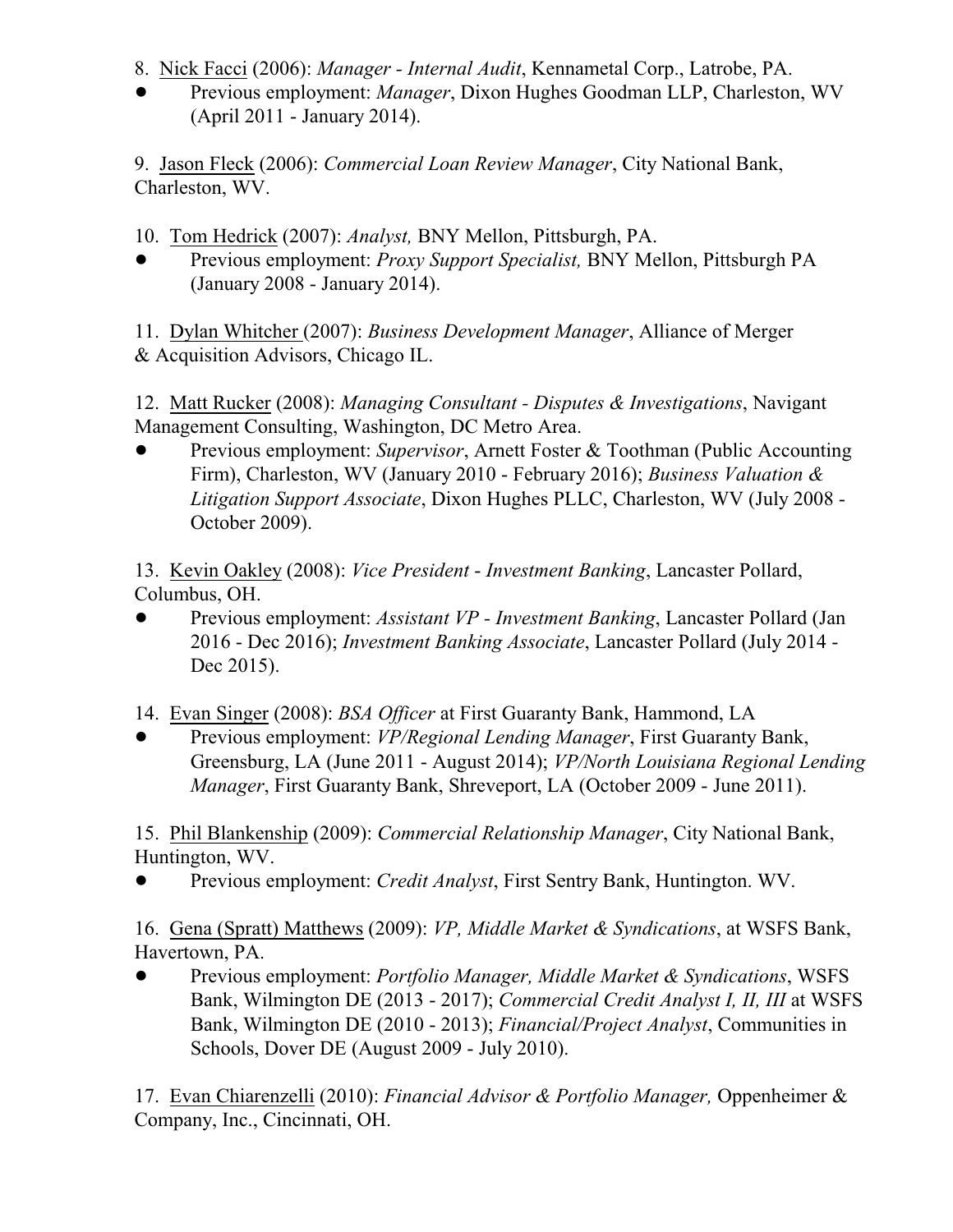8. Nick Facci (2006): *Manager - Internal Audit*, Kennametal Corp., Latrobe, PA.

- Previous employment: *Manager*, Dixon Hughes Goodman LLP, Charleston, WV (April 2011 - January 2014).

9. Jason Fleck (2006): *Commercial Loan Review Manager*, City National Bank, Charleston, WV.

10. Tom Hedrick (2007): *Analyst,* BNY Mellon, Pittsburgh, PA.

- Previous employment: *Proxy Support Specialist,* BNY Mellon, Pittsburgh PA (January 2008 - January 2014).

11. Dylan Whitcher (2007): *Business Development Manager*, Alliance of Merger & Acquisition Advisors, Chicago IL.

12. Matt Rucker (2008): *Managing Consultant - Disputes & Investigations*, Navigant Management Consulting, Washington, DC Metro Area.

- Previous employment: *Supervisor*, Arnett Foster & Toothman (Public Accounting Firm), Charleston, WV (January 2010 - February 2016); *Business Valuation & Litigation Support Associate*, Dixon Hughes PLLC, Charleston, WV (July 2008 - October 2009).

13. Kevin Oakley (2008): *Vice President - Investment Banking*, Lancaster Pollard, Columbus, OH.

- Previous employment: *Assistant VP - Investment Banking*, Lancaster Pollard (Jan 2016 - Dec 2016); *Investment Banking Associate*, Lancaster Pollard (July 2014 - Dec 2015).

14. Evan Singer (2008): *BSA Officer* at First Guaranty Bank, Hammond, LA

- Previous employment: *VP/Regional Lending Manager*, First Guaranty Bank, Greensburg, LA (June 2011 - August 2014); *VP/North Louisiana Regional Lending Manager*, First Guaranty Bank, Shreveport, LA (October 2009 - June 2011).

15. Phil Blankenship (2009): *Commercial Relationship Manager*, City National Bank, Huntington, WV.

- Previous employment: *Credit Analyst*, First Sentry Bank, Huntington. WV.

16. Gena (Spratt) Matthews (2009): *VP, Middle Market & Syndications*, at WSFS Bank, Havertown, PA.

- Previous employment: *Portfolio Manager, Middle Market & Syndications*, WSFS Bank, Wilmington DE (2013 - 2017); *Commercial Credit Analyst I, II, III* at WSFS Bank, Wilmington DE (2010 - 2013); *Financial/Project Analyst*, Communities in Schools, Dover DE (August 2009 - July 2010).

17. Evan Chiarenzelli (2010): *Financial Advisor & Portfolio Manager,* Oppenheimer & Company, Inc., Cincinnati, OH.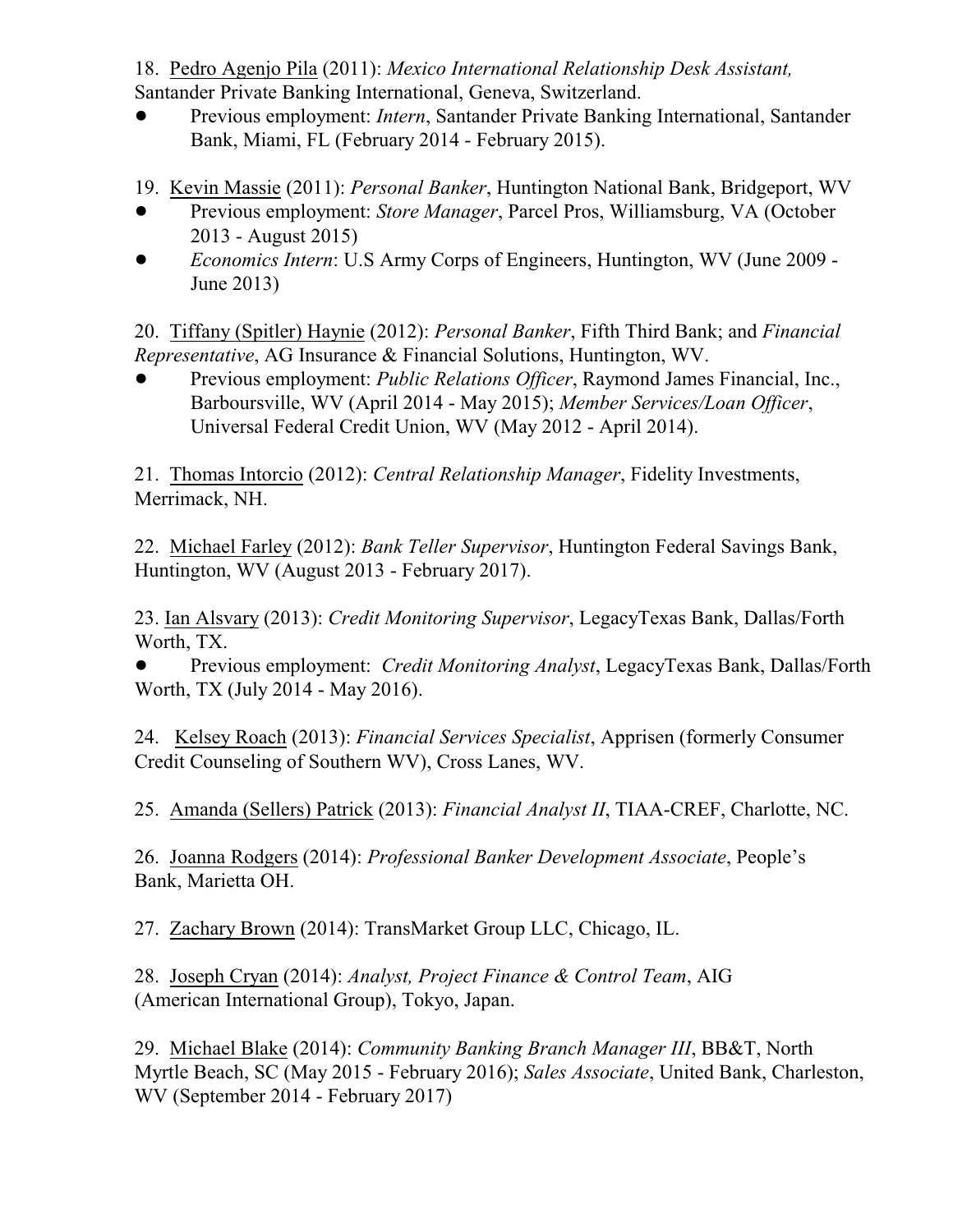18. Pedro Agenjo Pila (2011): *Mexico International Relationship Desk Assistant,* Santander Private Banking International, Geneva, Switzerland.

- Previous employment: *Intern*, Santander Private Banking International, Santander Bank, Miami, FL (February 2014 - February 2015).

19. Kevin Massie (2011): *Personal Banker*, Huntington National Bank, Bridgeport, WV

- Previous employment: *Store Manager*, Parcel Pros, Williamsburg, VA (October 2013 - August 2015)
- *Economics Intern*: U.S Army Corps of Engineers, Huntington, WV (June 2009 - June 2013)

20. Tiffany (Spitler) Haynie (2012): *Personal Banker*, Fifth Third Bank; and *Financial Representative*, AG Insurance & Financial Solutions, Huntington, WV.

- Previous employment: *Public Relations Officer*, Raymond James Financial, Inc., Barboursville, WV (April 2014 - May 2015); *Member Services/Loan Officer*, Universal Federal Credit Union, WV (May 2012 - April 2014).

21. Thomas Intorcio (2012): *Central Relationship Manager*, Fidelity Investments, Merrimack, NH.

22. Michael Farley (2012): *Bank Teller Supervisor*, Huntington Federal Savings Bank, Huntington, WV (August 2013 - February 2017).

23. Ian Alsvary (2013): *Credit Monitoring Supervisor*, LegacyTexas Bank, Dallas/Forth Worth, TX.

- Previous employment: *Credit Monitoring Analyst*, LegacyTexas Bank, Dallas/Forth Worth, TX (July 2014 - May 2016).

24. Kelsey Roach (2013): *Financial Services Specialist*, Apprisen (formerly Consumer Credit Counseling of Southern WV), Cross Lanes, WV.

25. Amanda (Sellers) Patrick (2013): *Financial Analyst II*, TIAA-CREF, Charlotte, NC.

26. Joanna Rodgers (2014): *Professional Banker Development Associate*, People's Bank, Marietta OH.

27. Zachary Brown (2014): TransMarket Group LLC, Chicago, IL.

28. Joseph Cryan (2014): *Analyst, Project Finance & Control Team*, AIG (American International Group), Tokyo, Japan.

29. Michael Blake (2014): *Community Banking Branch Manager III*, BB&T, North Myrtle Beach, SC (May 2015 - February 2016); *Sales Associate*, United Bank, Charleston, WV (September 2014 - February 2017)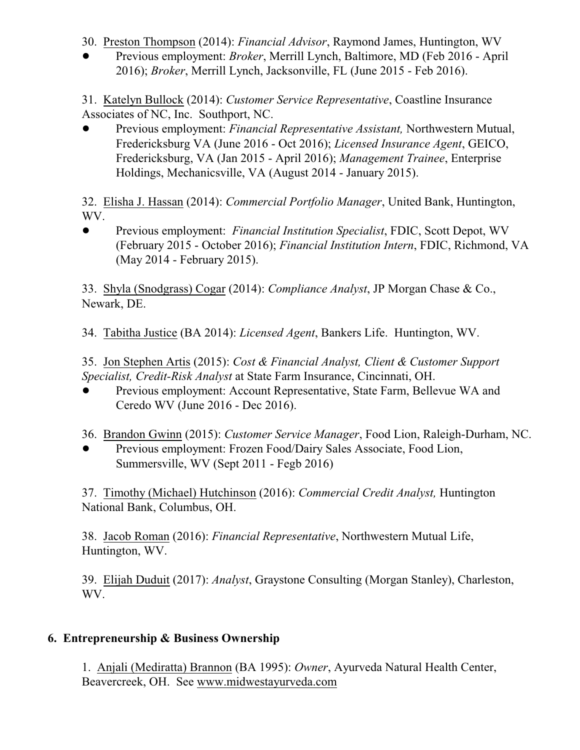30. Preston Thompson (2014): *Financial Advisor*, Raymond James, Huntington, WV

- Previous employment: *Broker*, Merrill Lynch, Baltimore, MD (Feb 2016 - April 2016); *Broker*, Merrill Lynch, Jacksonville, FL (June 2015 - Feb 2016).

31. Katelyn Bullock (2014): *Customer Service Representative*, Coastline Insurance Associates of NC, Inc. Southport, NC.

- Previous employment: *Financial Representative Assistant,* Northwestern Mutual, Fredericksburg VA (June 2016 - Oct 2016); *Licensed Insurance Agent*, GEICO, Fredericksburg, VA (Jan 2015 - April 2016); *Management Trainee*, Enterprise Holdings, Mechanicsville, VA (August 2014 - January 2015).

32. Elisha J. Hassan (2014): *Commercial Portfolio Manager*, United Bank, Huntington, WV.

- Previous employment: *Financial Institution Specialist*, FDIC, Scott Depot, WV (February 2015 - October 2016); *Financial Institution Intern*, FDIC, Richmond, VA (May 2014 - February 2015).

33. Shyla (Snodgrass) Cogar (2014): *Compliance Analyst*, JP Morgan Chase & Co., Newark, DE.

34. Tabitha Justice (BA 2014): *Licensed Agent*, Bankers Life. Huntington, WV.

35. Jon Stephen Artis (2015): *Cost & Financial Analyst, Client & Customer Support Specialist, Credit-Risk Analyst* at State Farm Insurance, Cincinnati, OH.

- Previous employment: Account Representative, State Farm, Bellevue WA and Ceredo WV (June 2016 - Dec 2016).

36. Brandon Gwinn (2015): *Customer Service Manager*, Food Lion, Raleigh-Durham, NC.

- Previous employment: Frozen Food/Dairy Sales Associate, Food Lion, Summersville, WV (Sept 2011 - Fegb 2016)

37. Timothy (Michael) Hutchinson (2016): *Commercial Credit Analyst,* Huntington National Bank, Columbus, OH.

38. Jacob Roman (2016): *Financial Representative*, Northwestern Mutual Life, Huntington, WV.

39. Elijah Duduit (2017): *Analyst*, Graystone Consulting (Morgan Stanley), Charleston, WV.

## 6. Entrepreneurship & Business Ownership

1. Anjali (Mediratta) Brannon (BA 1995): *Owner*, Ayurveda Natural Health Center, Beavercreek, OH. See www.midwestayurveda.com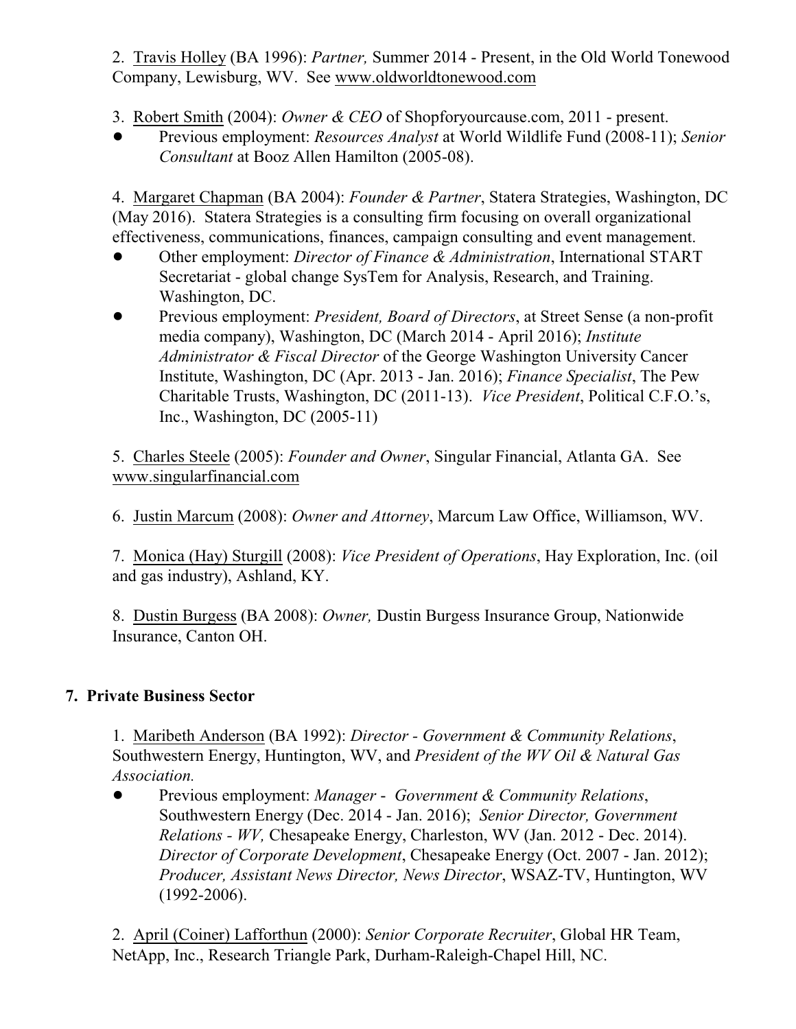2. <u>Travis Holley</u> (BA 1996): *Partner,* Summer 2014 - Present, in the Old World Tonewood Company, Lewisburg, WV. See <u>www.oldworldtonewood.com</u>

3. <u>Robert Smith</u> (2004): *Owner & CEO* of Shopforyourcause.com, 2011 - present.

- Previous employment: *Resources Analyst* at World Wildlife Fund (2008-11); *Senior Consultant* at Booz Allen Hamilton (2005-08).

4. <u>Margaret Chapman</u> (BA 2004): *Founder & Partner*, Statera Strategies, Washington, DC (May 2016). Statera Strategies is a consulting firm focusing on overall organizational effectiveness, communications, finances, campaign consulting and event management.

- Other employment: *Director of Finance & Administration*, International START Secretariat - global change SysTem for Analysis, Research, and Training. Washington, DC.
- Previous employment: *President, Board of Directors*, at Street Sense (a non-profit media company), Washington, DC (March 2014 - April 2016); *Institute Administrator & Fiscal Director* of the George Washington University Cancer Institute, Washington, DC (Apr. 2013 - Jan. 2016); *Finance Specialist*, The Pew Charitable Trusts, Washington, DC (2011-13). *Vice President*, Political C.F.O.'s, Inc., Washington, DC (2005-11)

5. <u>Charles Steele</u> (2005): *Founder and Owner*, Singular Financial, Atlanta GA. See <u>www.singularfinancial.com</u>

6. <u>Justin Marcum</u> (2008): *Owner and Attorney*, Marcum Law Office, Williamson, WV.

7. <u>Monica (Hay) Sturgill</u> (2008): *Vice President of Operations*, Hay Exploration, Inc. (oil and gas industry), Ashland, KY.

8. <u>Dustin Burgess</u> (BA 2008): *Owner,* Dustin Burgess Insurance Group, Nationwide Insurance, Canton OH.

## 7. Private Business Sector

1. <u>Maribeth Anderson</u> (BA 1992): *Director - Government & Community Relations*, Southwestern Energy, Huntington, WV, and *President of the WV Oil & Natural Gas Association.*

- Previous employment: *Manager - Government & Community Relations*, Southwestern Energy (Dec. 2014 - Jan. 2016); *Senior Director, Government Relations - WV,* Chesapeake Energy, Charleston, WV (Jan. 2012 - Dec. 2014). *Director of Corporate Development*, Chesapeake Energy (Oct. 2007 - Jan. 2012); *Producer, Assistant News Director, News Director*, WSAZ-TV, Huntington, WV (1992-2006).

2. <u>April (Coiner) Lafforthun</u> (2000): *Senior Corporate Recruiter*, Global HR Team, NetApp, Inc., Research Triangle Park, Durham-Raleigh-Chapel Hill, NC.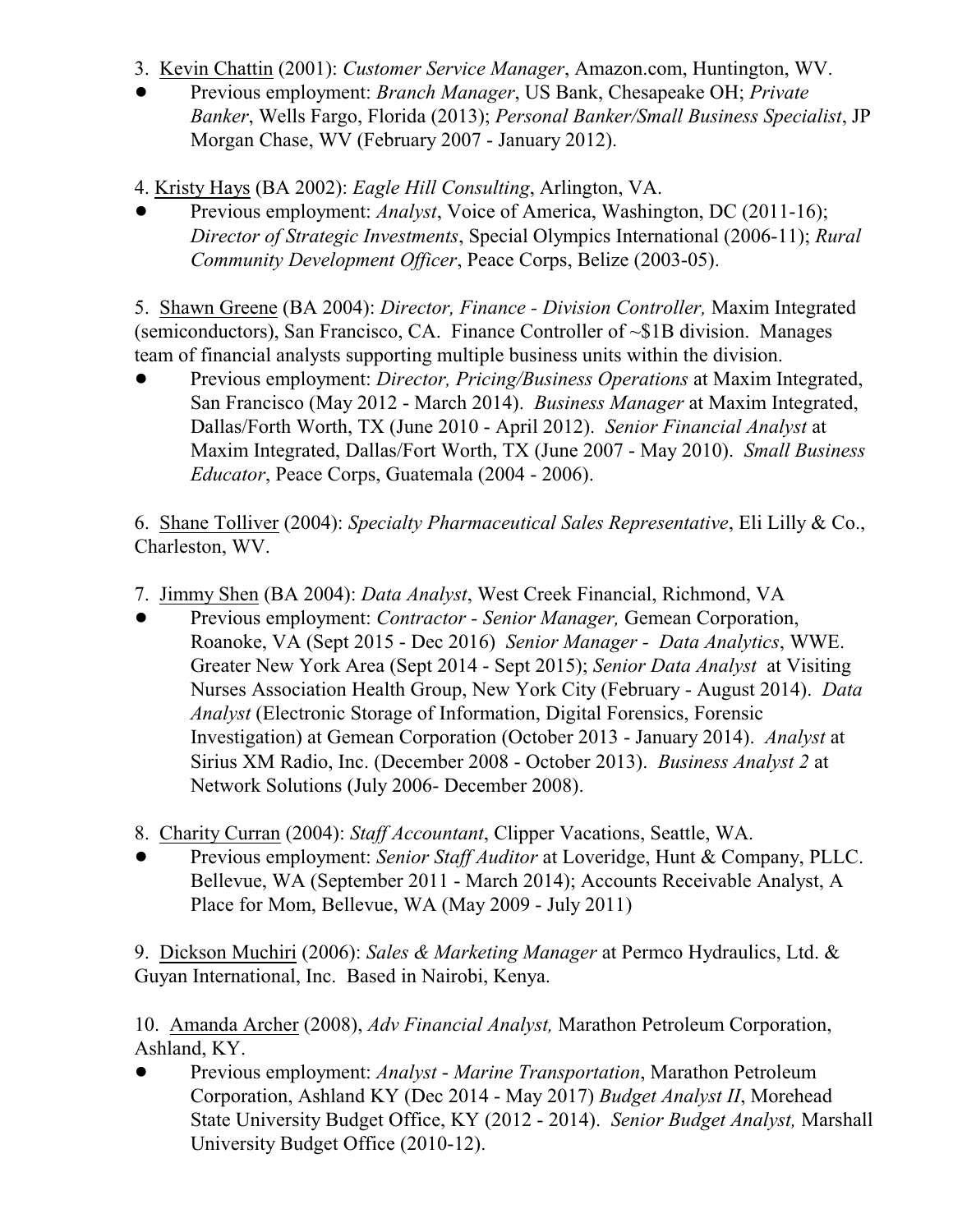3. <u>Kevin Chattin</u> (2001): *Customer Service Manager*, Amazon.com, Huntington, WV.

- Previous employment: *Branch Manager*, US Bank, Chesapeake OH; *Private Banker*, Wells Fargo, Florida (2013); *Personal Banker/Small Business Specialist*, JP Morgan Chase, WV (February 2007 - January 2012).

4. <u>Kristy Hays</u> (BA 2002): *Eagle Hill Consulting*, Arlington, VA.

- Previous employment: *Analyst*, Voice of America, Washington, DC (2011-16); *Director of Strategic Investments*, Special Olympics International (2006-11); *Rural Community Development Officer*, Peace Corps, Belize (2003-05).

5. <u>Shawn Greene</u> (BA 2004): *Director, Finance - Division Controller,* Maxim Integrated (semiconductors), San Francisco, CA. Finance Controller of ~$1B division. Manages team of financial analysts supporting multiple business units within the division.

- Previous employment: *Director, Pricing/Business Operations* at Maxim Integrated, San Francisco (May 2012 - March 2014). *Business Manager* at Maxim Integrated, Dallas/Forth Worth, TX (June 2010 - April 2012). *Senior Financial Analyst* at Maxim Integrated, Dallas/Fort Worth, TX (June 2007 - May 2010). *Small Business Educator*, Peace Corps, Guatemala (2004 - 2006).

6. <u>Shane Tolliver</u> (2004): *Specialty Pharmaceutical Sales Representative*, Eli Lilly & Co., Charleston, WV.

7. <u>Jimmy Shen</u> (BA 2004): *Data Analyst*, West Creek Financial, Richmond, VA

- Previous employment: *Contractor - Senior Manager,* Gemean Corporation, Roanoke, VA (Sept 2015 - Dec 2016) *Senior Manager - Data Analytics*, WWE. Greater New York Area (Sept 2014 - Sept 2015); *Senior Data Analyst* at Visiting Nurses Association Health Group, New York City (February - August 2014). *Data Analyst* (Electronic Storage of Information, Digital Forensics, Forensic Investigation) at Gemean Corporation (October 2013 - January 2014). *Analyst* at Sirius XM Radio, Inc. (December 2008 - October 2013). *Business Analyst 2* at Network Solutions (July 2006- December 2008).

8. <u>Charity Curran</u> (2004): *Staff Accountant*, Clipper Vacations, Seattle, WA.

- Previous employment: *Senior Staff Auditor* at Loveridge, Hunt & Company, PLLC. Bellevue, WA (September 2011 - March 2014); Accounts Receivable Analyst, A Place for Mom, Bellevue, WA (May 2009 - July 2011)

9. <u>Dickson Muchiri</u> (2006): *Sales & Marketing Manager* at Permco Hydraulics, Ltd. & Guyan International, Inc. Based in Nairobi, Kenya.

10. <u>Amanda Archer</u> (2008), *Adv Financial Analyst,* Marathon Petroleum Corporation, Ashland, KY.

- Previous employment: *Analyst - Marine Transportation*, Marathon Petroleum Corporation, Ashland KY (Dec 2014 - May 2017) *Budget Analyst II*, Morehead State University Budget Office, KY (2012 - 2014). *Senior Budget Analyst,* Marshall University Budget Office (2010-12).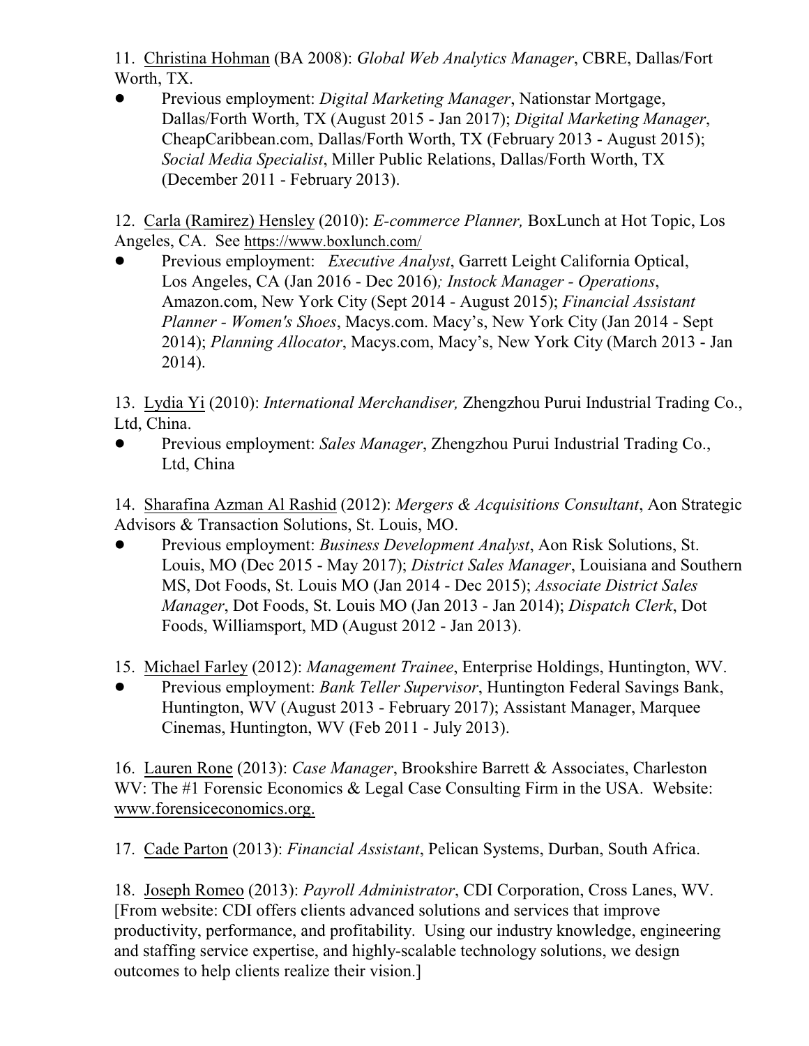11. Christina Hohman (BA 2008): *Global Web Analytics Manager*, CBRE, Dallas/Fort Worth, TX.

- Previous employment: *Digital Marketing Manager*, Nationstar Mortgage, Dallas/Forth Worth, TX (August 2015 - Jan 2017); *Digital Marketing Manager*, CheapCaribbean.com, Dallas/Forth Worth, TX (February 2013 - August 2015); *Social Media Specialist*, Miller Public Relations, Dallas/Forth Worth, TX (December 2011 - February 2013).

12. Carla (Ramirez) Hensley (2010): *E-commerce Planner,* BoxLunch at Hot Topic, Los Angeles, CA. See https://www.boxlunch.com/

- Previous employment: *Executive Analyst*, Garrett Leight California Optical, Los Angeles, CA (Jan 2016 - Dec 2016)*; Instock Manager - Operations*, Amazon.com, New York City (Sept 2014 - August 2015); *Financial Assistant Planner - Women's Shoes*, Macys.com. Macy's, New York City (Jan 2014 - Sept 2014); *Planning Allocator*, Macys.com, Macy's, New York City (March 2013 - Jan 2014).

13. Lydia Yi (2010): *International Merchandiser,* Zhengzhou Purui Industrial Trading Co., Ltd, China.

- Previous employment: *Sales Manager*, Zhengzhou Purui Industrial Trading Co., Ltd, China

14. Sharafina Azman Al Rashid (2012): *Mergers & Acquisitions Consultant*, Aon Strategic Advisors & Transaction Solutions, St. Louis, MO.

- Previous employment: *Business Development Analyst*, Aon Risk Solutions, St. Louis, MO (Dec 2015 - May 2017); *District Sales Manager*, Louisiana and Southern MS, Dot Foods, St. Louis MO (Jan 2014 - Dec 2015); *Associate District Sales Manager*, Dot Foods, St. Louis MO (Jan 2013 - Jan 2014); *Dispatch Clerk*, Dot Foods, Williamsport, MD (August 2012 - Jan 2013).

15. Michael Farley (2012): *Management Trainee*, Enterprise Holdings, Huntington, WV.

- Previous employment: *Bank Teller Supervisor*, Huntington Federal Savings Bank, Huntington, WV (August 2013 - February 2017); Assistant Manager, Marquee Cinemas, Huntington, WV (Feb 2011 - July 2013).

16. Lauren Rone (2013): *Case Manager*, Brookshire Barrett & Associates, Charleston WV: The #1 Forensic Economics & Legal Case Consulting Firm in the USA. Website: www.forensiceconomics.org.

17. Cade Parton (2013): *Financial Assistant*, Pelican Systems, Durban, South Africa.

18. Joseph Romeo (2013): *Payroll Administrator*, CDI Corporation, Cross Lanes, WV. [From website: CDI offers clients advanced solutions and services that improve productivity, performance, and profitability. Using our industry knowledge, engineering and staffing service expertise, and highly-scalable technology solutions, we design outcomes to help clients realize their vision.]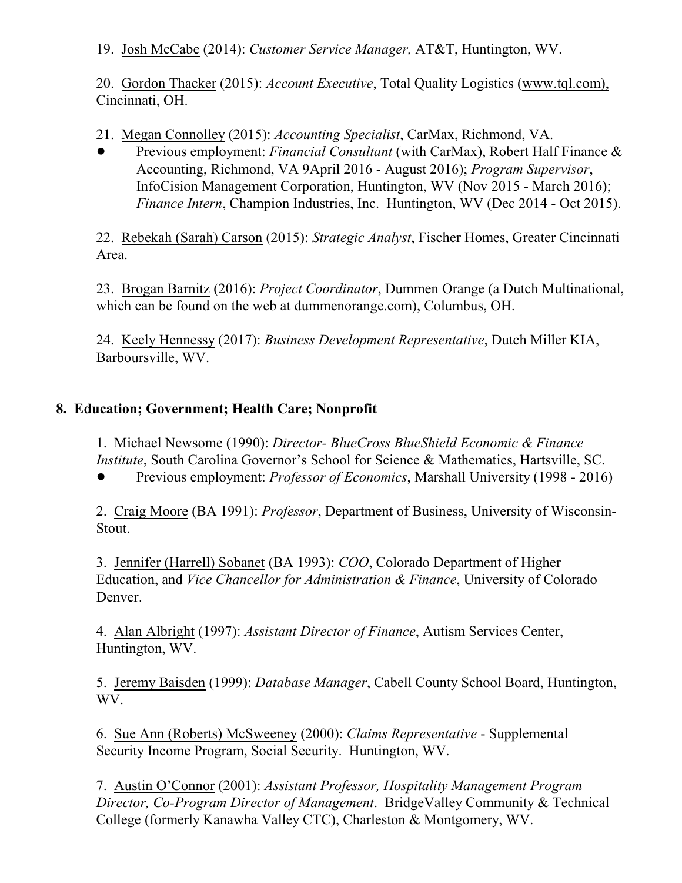19. Josh McCabe (2014): *Customer Service Manager,* AT&T, Huntington, WV.

20. Gordon Thacker (2015): *Account Executive*, Total Quality Logistics (www.tql.com), Cincinnati, OH.

21. Megan Connolley (2015): *Accounting Specialist*, CarMax, Richmond, VA.

- Previous employment: *Financial Consultant* (with CarMax), Robert Half Finance & Accounting, Richmond, VA 9April 2016 - August 2016); *Program Supervisor*, InfoCision Management Corporation, Huntington, WV (Nov 2015 - March 2016); *Finance Intern*, Champion Industries, Inc. Huntington, WV (Dec 2014 - Oct 2015).

22. Rebekah (Sarah) Carson (2015): *Strategic Analyst*, Fischer Homes, Greater Cincinnati Area.

23. Brogan Barnitz (2016): *Project Coordinator*, Dummen Orange (a Dutch Multinational, which can be found on the web at dummenorange.com), Columbus, OH.

24. Keely Hennessy (2017): *Business Development Representative*, Dutch Miller KIA, Barboursville, WV.

## 8. Education; Government; Health Care; Nonprofit

1. Michael Newsome (1990): *Director- BlueCross BlueShield Economic & Finance Institute*, South Carolina Governor's School for Science & Mathematics, Hartsville, SC.

- Previous employment: *Professor of Economics*, Marshall University (1998 - 2016)

2. Craig Moore (BA 1991): *Professor*, Department of Business, University of Wisconsin-Stout.

3. Jennifer (Harrell) Sobanet (BA 1993): *COO*, Colorado Department of Higher Education, and *Vice Chancellor for Administration & Finance*, University of Colorado Denver.

4. Alan Albright (1997): *Assistant Director of Finance*, Autism Services Center, Huntington, WV.

5. Jeremy Baisden (1999): *Database Manager*, Cabell County School Board, Huntington, WV.

6. Sue Ann (Roberts) McSweeney (2000): *Claims Representative* - Supplemental Security Income Program, Social Security. Huntington, WV.

7. Austin O'Connor (2001): *Assistant Professor, Hospitality Management Program Director, Co-Program Director of Management*. BridgeValley Community & Technical College (formerly Kanawha Valley CTC), Charleston & Montgomery, WV.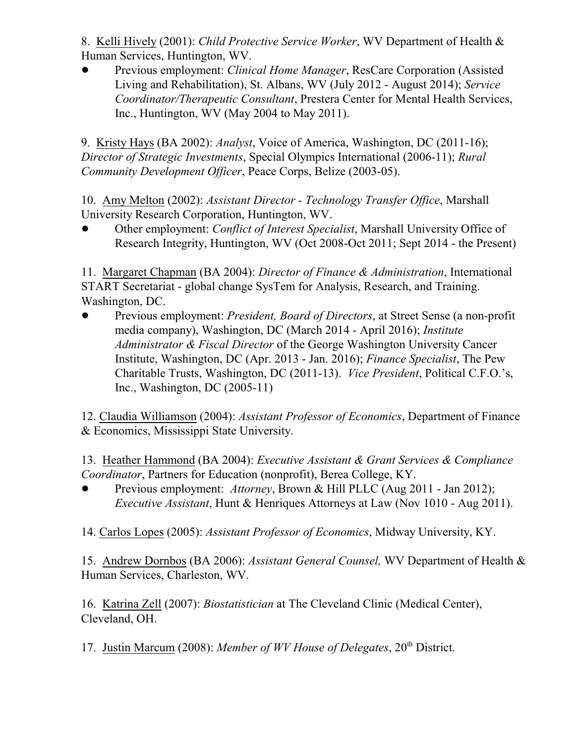8. Kelli Hively (2001): *Child Protective Service Worker*, WV Department of Health & Human Services, Huntington, WV.

- Previous employment: *Clinical Home Manager*, ResCare Corporation (Assisted Living and Rehabilitation), St. Albans, WV (July 2012 - August 2014); *Service Coordinator/Therapeutic Consultant*, Prestera Center for Mental Health Services, Inc., Huntington, WV (May 2004 to May 2011).

9. Kristy Hays (BA 2002): *Analyst*, Voice of America, Washington, DC (2011-16); *Director of Strategic Investments*, Special Olympics International (2006-11); *Rural Community Development Officer*, Peace Corps, Belize (2003-05).

10. Amy Melton (2002): *Assistant Director - Technology Transfer Office*, Marshall University Research Corporation, Huntington, WV.

- Other employment: *Conflict of Interest Specialist*, Marshall University Office of Research Integrity, Huntington, WV (Oct 2008-Oct 2011; Sept 2014 - the Present)

11. Margaret Chapman (BA 2004): *Director of Finance & Administration*, International START Secretariat - global change SysTem for Analysis, Research, and Training. Washington, DC.

- Previous employment: *President, Board of Directors*, at Street Sense (a non-profit media company), Washington, DC (March 2014 - April 2016); *Institute Administrator & Fiscal Director* of the George Washington University Cancer Institute, Washington, DC (Apr. 2013 - Jan. 2016); *Finance Specialist*, The Pew Charitable Trusts, Washington, DC (2011-13). *Vice President*, Political C.F.O.'s, Inc., Washington, DC (2005-11)

12. Claudia Williamson (2004): *Assistant Professor of Economics*, Department of Finance & Economics, Mississippi State University.

13. Heather Hammond (BA 2004): *Executive Assistant & Grant Services & Compliance Coordinator*, Partners for Education (nonprofit), Berea College, KY.

- Previous employment: *Attorney*, Brown & Hill PLLC (Aug 2011 - Jan 2012); *Executive Assistant*, Hunt & Henriques Attorneys at Law (Nov 1010 - Aug 2011).

14. Carlos Lopes (2005): *Assistant Professor of Economics*, Midway University, KY.

15. Andrew Dornbos (BA 2006): *Assistant General Counsel,* WV Department of Health & Human Services, Charleston, WV.

16. Katrina Zell (2007): *Biostatistician* at The Cleveland Clinic (Medical Center), Cleveland, OH.

17. Justin Marcum (2008): *Member of WV House of Delegates*, 20th District.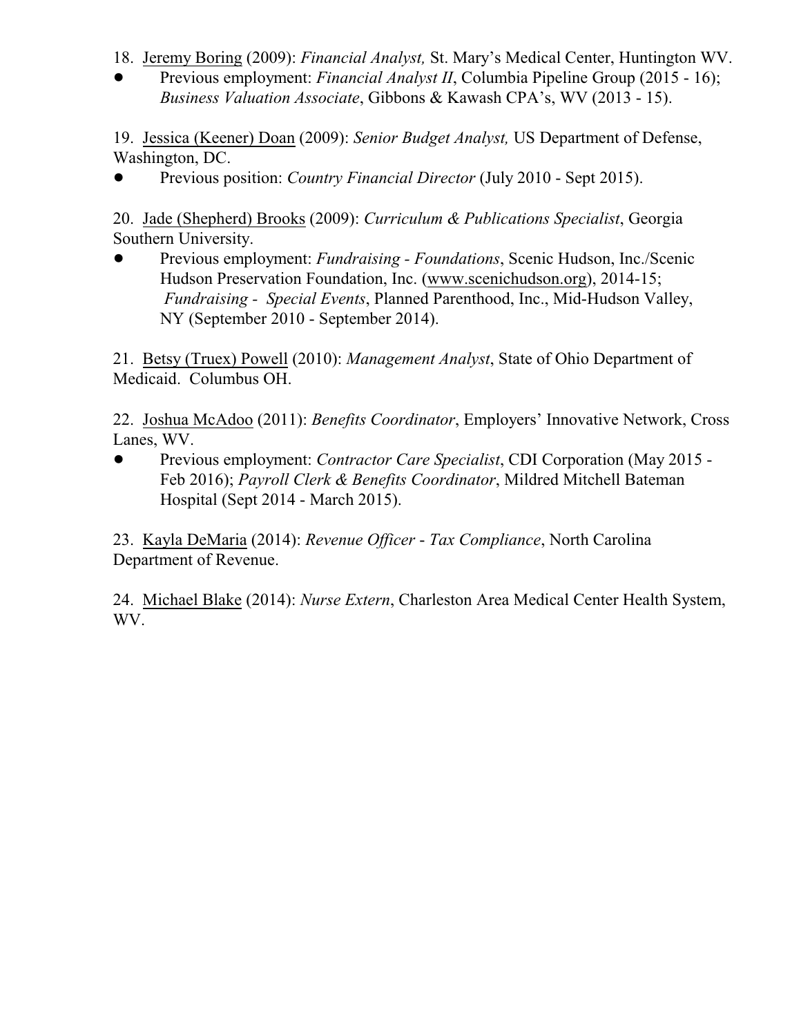18. <u>Jeremy Boring</u> (2009): *Financial Analyst,* St. Mary's Medical Center, Huntington WV.
- Previous employment: *Financial Analyst II*, Columbia Pipeline Group (2015 - 16); *Business Valuation Associate*, Gibbons & Kawash CPA's, WV (2013 - 15).

19. <u>Jessica (Keener) Doan</u> (2009): *Senior Budget Analyst,* US Department of Defense, Washington, DC.
- Previous position: *Country Financial Director* (July 2010 - Sept 2015).

20. <u>Jade (Shepherd) Brooks</u> (2009): *Curriculum & Publications Specialist*, Georgia Southern University.
- Previous employment: *Fundraising - Foundations*, Scenic Hudson, Inc./Scenic Hudson Preservation Foundation, Inc. (www.scenichudson.org), 2014-15; *Fundraising - Special Events*, Planned Parenthood, Inc., Mid-Hudson Valley, NY (September 2010 - September 2014).

21. <u>Betsy (Truex) Powell</u> (2010): *Management Analyst*, State of Ohio Department of Medicaid. Columbus OH.

22. <u>Joshua McAdoo</u> (2011): *Benefits Coordinator*, Employers' Innovative Network, Cross Lanes, WV.
- Previous employment: *Contractor Care Specialist*, CDI Corporation (May 2015 - Feb 2016); *Payroll Clerk & Benefits Coordinator*, Mildred Mitchell Bateman Hospital (Sept 2014 - March 2015).

23. <u>Kayla DeMaria</u> (2014): *Revenue Officer - Tax Compliance*, North Carolina Department of Revenue.

24. <u>Michael Blake</u> (2014): *Nurse Extern*, Charleston Area Medical Center Health System, WV.